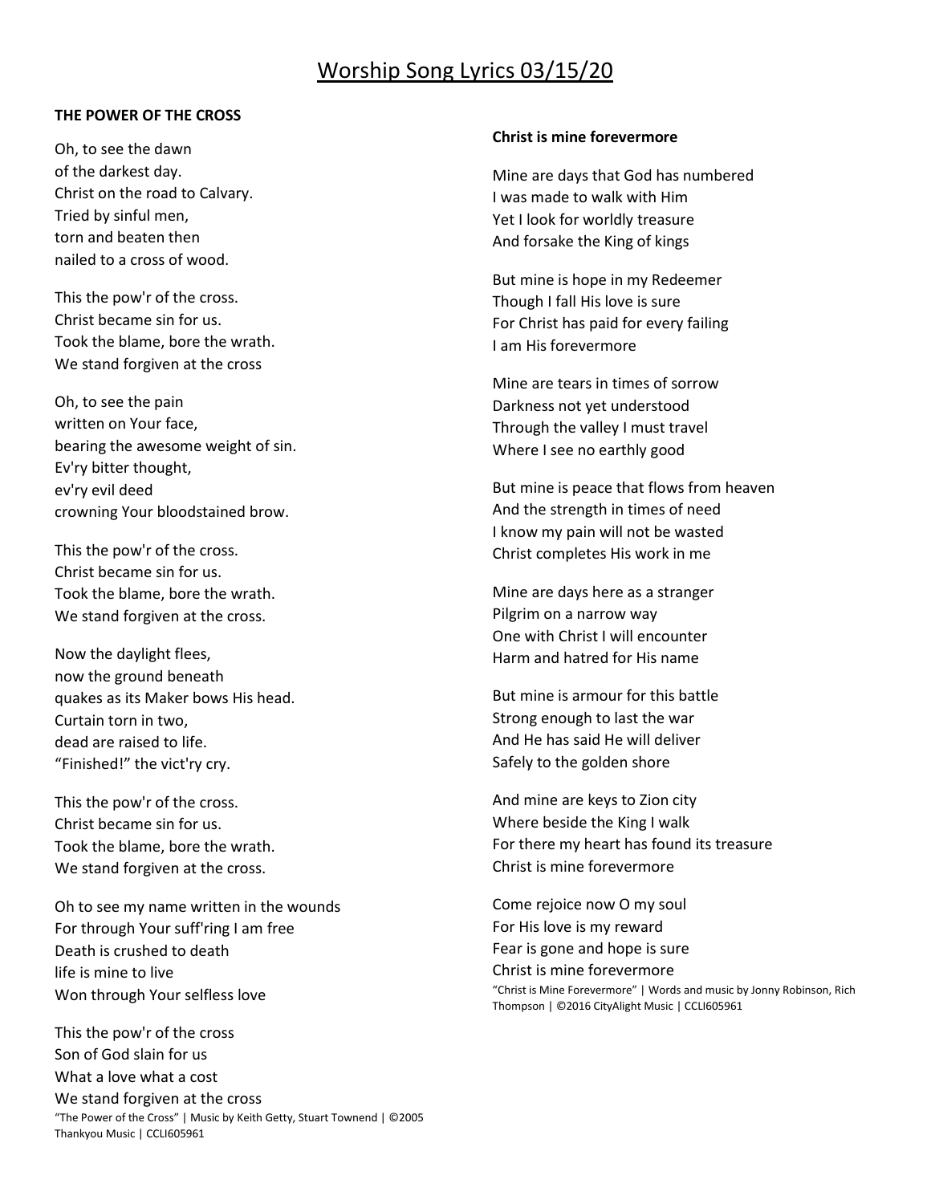# Worship Song Lyrics 03/15/20

**THE POWER OF THE CROSS**

Oh, to see the dawn
of the darkest day.
Christ on the road to Calvary.
Tried by sinful men,
torn and beaten then
nailed to a cross of wood.

This the pow'r of the cross.
Christ became sin for us.
Took the blame, bore the wrath.
We stand forgiven at the cross

Oh, to see the pain
written on Your face,
bearing the awesome weight of sin.
Ev'ry bitter thought,
ev'ry evil deed
crowning Your bloodstained brow.

This the pow'r of the cross.
Christ became sin for us.
Took the blame, bore the wrath.
We stand forgiven at the cross.

Now the daylight flees,
now the ground beneath
quakes as its Maker bows His head.
Curtain torn in two,
dead are raised to life.
"Finished!" the vict'ry cry.

This the pow'r of the cross.
Christ became sin for us.
Took the blame, bore the wrath.
We stand forgiven at the cross.

Oh to see my name written in the wounds
For through Your suff'ring I am free
Death is crushed to death
life is mine to live
Won through Your selfless love

This the pow'r of the cross
Son of God slain for us
What a love what a cost
We stand forgiven at the cross

"The Power of the Cross" | Music by Keith Getty, Stuart Townend | ©2005 Thankyou Music | CCLI605961

**Christ is mine forevermore**

Mine are days that God has numbered
I was made to walk with Him
Yet I look for worldly treasure
And forsake the King of kings

But mine is hope in my Redeemer
Though I fall His love is sure
For Christ has paid for every failing
I am His forevermore

Mine are tears in times of sorrow
Darkness not yet understood
Through the valley I must travel
Where I see no earthly good

But mine is peace that flows from heaven
And the strength in times of need
I know my pain will not be wasted
Christ completes His work in me

Mine are days here as a stranger
Pilgrim on a narrow way
One with Christ I will encounter
Harm and hatred for His name

But mine is armour for this battle
Strong enough to last the war
And He has said He will deliver
Safely to the golden shore

And mine are keys to Zion city
Where beside the King I walk
For there my heart has found its treasure
Christ is mine forevermore

Come rejoice now O my soul
For His love is my reward
Fear is gone and hope is sure
Christ is mine forevermore

"Christ is Mine Forevermore" | Words and music by Jonny Robinson, Rich Thompson | ©2016 CityAlight Music | CCLI605961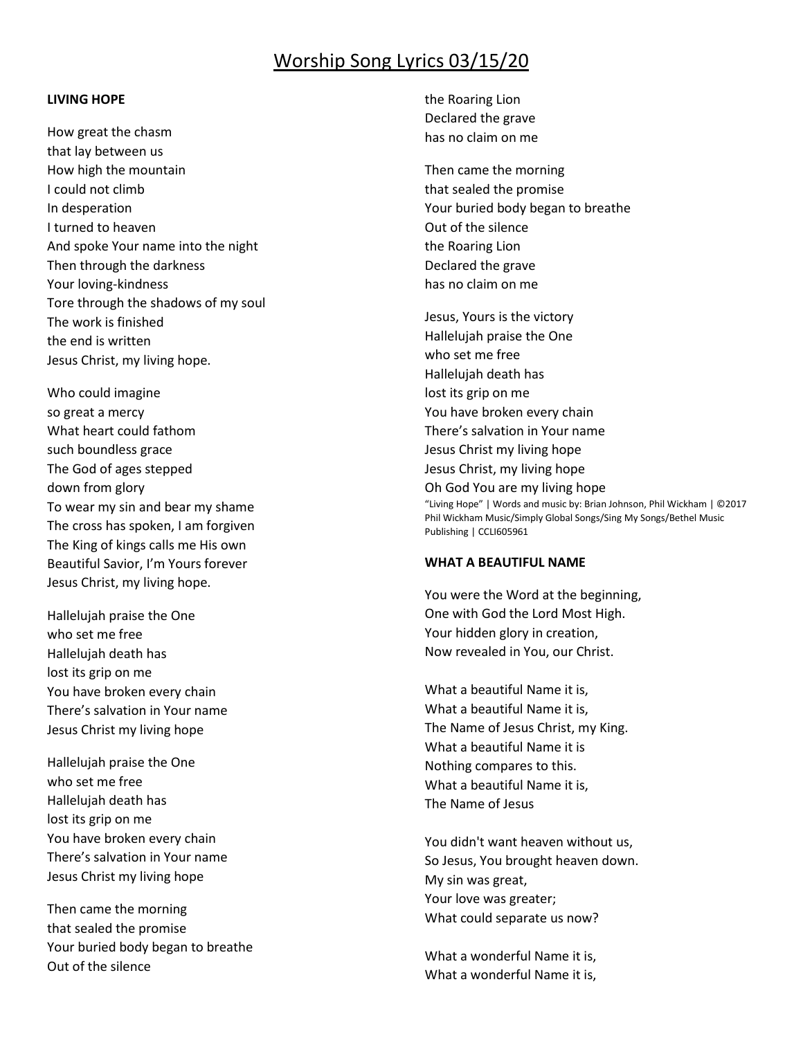# Worship Song Lyrics 03/15/20

**LIVING HOPE**

How great the chasm
that lay between us
How high the mountain
I could not climb
In desperation
I turned to heaven
And spoke Your name into the night
Then through the darkness
Your loving-kindness
Tore through the shadows of my soul
The work is finished
the end is written
Jesus Christ, my living hope.

Who could imagine
so great a mercy
What heart could fathom
such boundless grace
The God of ages stepped
down from glory
To wear my sin and bear my shame
The cross has spoken, I am forgiven
The King of kings calls me His own
Beautiful Savior, I'm Yours forever
Jesus Christ, my living hope.

Hallelujah praise the One
who set me free
Hallelujah death has
lost its grip on me
You have broken every chain
There's salvation in Your name
Jesus Christ my living hope

Hallelujah praise the One
who set me free
Hallelujah death has
lost its grip on me
You have broken every chain
There's salvation in Your name
Jesus Christ my living hope

Then came the morning
that sealed the promise
Your buried body began to breathe
Out of the silence
the Roaring Lion
Declared the grave
has no claim on me

Then came the morning
that sealed the promise
Your buried body began to breathe
Out of the silence
the Roaring Lion
Declared the grave
has no claim on me

Jesus, Yours is the victory
Hallelujah praise the One
who set me free
Hallelujah death has
lost its grip on me
You have broken every chain
There's salvation in Your name
Jesus Christ my living hope
Jesus Christ, my living hope
Oh God You are my living hope

"Living Hope" | Words and music by: Brian Johnson, Phil Wickham | ©2017 Phil Wickham Music/Simply Global Songs/Sing My Songs/Bethel Music Publishing | CCLI605961

**WHAT A BEAUTIFUL NAME**

You were the Word at the beginning,
One with God the Lord Most High.
Your hidden glory in creation,
Now revealed in You, our Christ.

What a beautiful Name it is,
What a beautiful Name it is,
The Name of Jesus Christ, my King.
What a beautiful Name it is
Nothing compares to this.
What a beautiful Name it is,
The Name of Jesus

You didn't want heaven without us,
So Jesus, You brought heaven down.
My sin was great,
Your love was greater;
What could separate us now?

What a wonderful Name it is,
What a wonderful Name it is,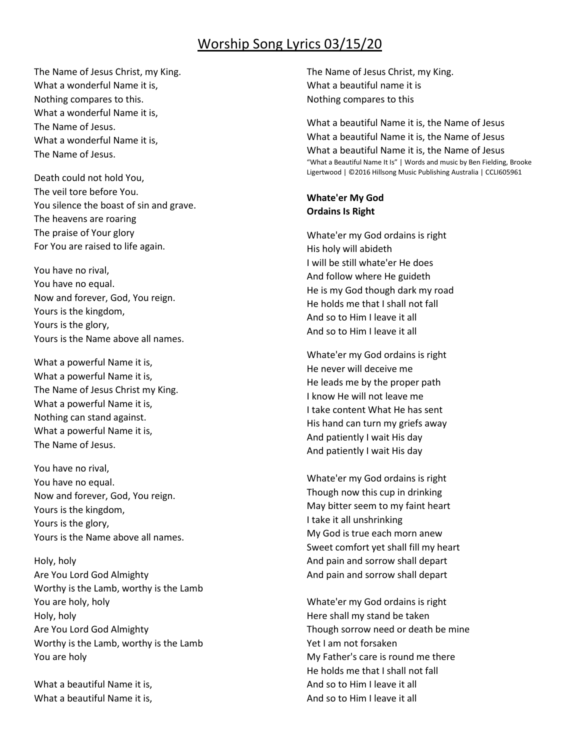// Worship Song Lyrics 03/15/20

The Name of Jesus Christ, my King.
What a wonderful Name it is,
Nothing compares to this.
What a wonderful Name it is,
The Name of Jesus.
What a wonderful Name it is,
The Name of Jesus.

Death could not hold You,
The veil tore before You.
You silence the boast of sin and grave.
The heavens are roaring
The praise of Your glory
For You are raised to life again.

You have no rival,
You have no equal.
Now and forever, God, You reign.
Yours is the kingdom,
Yours is the glory,
Yours is the Name above all names.

What a powerful Name it is,
What a powerful Name it is,
The Name of Jesus Christ my King.
What a powerful Name it is,
Nothing can stand against.
What a powerful Name it is,
The Name of Jesus.

You have no rival,
You have no equal.
Now and forever, God, You reign.
Yours is the kingdom,
Yours is the glory,
Yours is the Name above all names.

Holy, holy
Are You Lord God Almighty
Worthy is the Lamb, worthy is the Lamb
You are holy, holy
Holy, holy
Are You Lord God Almighty
Worthy is the Lamb, worthy is the Lamb
You are holy

What a beautiful Name it is,
What a beautiful Name it is,
The Name of Jesus Christ, my King.
What a beautiful name it is
Nothing compares to this

What a beautiful Name it is, the Name of Jesus
What a beautiful Name it is, the Name of Jesus
What a beautiful Name it is, the Name of Jesus
"What a Beautiful Name It Is" | Words and music by Ben Fielding, Brooke Ligertwood | ©2016 Hillsong Music Publishing Australia | CCLI605961

**Whate'er My God Ordains Is Right**

Whate'er my God ordains is right
His holy will abideth
I will be still whate'er He does
And follow where He guideth
He is my God though dark my road
He holds me that I shall not fall
And so to Him I leave it all
And so to Him I leave it all

Whate'er my God ordains is right
He never will deceive me
He leads me by the proper path
I know He will not leave me
I take content What He has sent
His hand can turn my griefs away
And patiently I wait His day
And patiently I wait His day

Whate'er my God ordains is right
Though now this cup in drinking
May bitter seem to my faint heart
I take it all unshrinking
My God is true each morn anew
Sweet comfort yet shall fill my heart
And pain and sorrow shall depart
And pain and sorrow shall depart

Whate'er my God ordains is right
Here shall my stand be taken
Though sorrow need or death be mine
Yet I am not forsaken
My Father's care is round me there
He holds me that I shall not fall
And so to Him I leave it all
And so to Him I leave it all